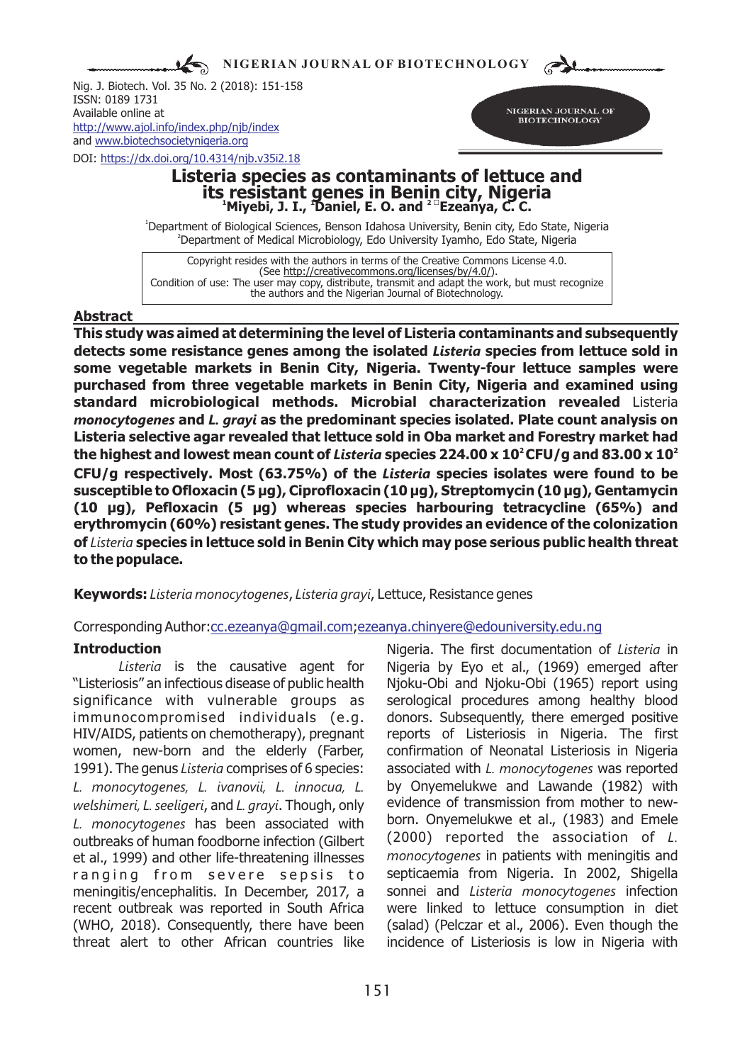Nig. J. Biotech. Vol. 35 No. 2 (2018): 151-158
ISSN: 0189 1731
Available online at
http://www.ajol.info/index.php/njb/index
and www.biotechsocietynigeria.org

DOI: https://dx.doi.org/10.4314/njb.v35i2.18

# Listeria species as contaminants of lettuce and its resistant genes in Benin city, Nigeria

**Miyebi, J. I.[1], Daniel, E. O.[1] and Ezeanya, C. C.[2]**

[1]Department of Biological Sciences, Benson Idahosa University, Benin city, Edo State, Nigeria
[2]Department of Medical Microbiology, Edo University Iyamho, Edo State, Nigeria

Copyright resides with the authors in terms of the Creative Commons License 4.0. (See http://creativecommons.org/licenses/by/4.0/). Condition of use: The user may copy, distribute, transmit and adapt the work, but must recognize the authors and the Nigerian Journal of Biotechnology.

## Abstract

**This study was aimed at determining the level of Listeria contaminants and subsequently detects some resistance genes among the isolated *Listeria* species from lettuce sold in some vegetable markets in Benin City, Nigeria. Twenty-four lettuce samples were purchased from three vegetable markets in Benin City, Nigeria and examined using standard microbiological methods. Microbial characterization revealed** Listeria ***monocytogenes* and *L. grayi* as the predominant species isolated. Plate count analysis on Listeria selective agar revealed that lettuce sold in Oba market and Forestry market had the highest and lowest mean count of *Listeria* species 224.00 x $10^2$ CFU/g and 83.00 x $10^2$ CFU/g respectively. Most (63.75%) of the *Listeria* species isolates were found to be susceptible to Ofloxacin (5 µg), Ciprofloxacin (10 µg), Streptomycin (10 µg), Gentamycin (10 µg), Pefloxacin (5 µg) whereas species harbouring tetracycline (65%) and erythromycin (60%) resistant genes. The study provides an evidence of the colonization of *Listeria* species in lettuce sold in Benin City which may pose serious public health threat to the populace.**

**Keywords:** *Listeria monocytogenes*, *Listeria grayi*, Lettuce, Resistance genes

Corresponding Author: cc.ezeanya@gmail.com; ezeanya.chinyere@edouniversity.edu.ng

## Introduction

*Listeria* is the causative agent for "Listeriosis" an infectious disease of public health significance with vulnerable groups as immunocompromised individuals (e.g. HIV/AIDS, patients on chemotherapy), pregnant women, new-born and the elderly (Farber, 1991). The genus *Listeria* comprises of 6 species: *L. monocytogenes, L. ivanovii, L. innocua, L. welshimeri, L. seeligeri*, and *L. grayi*. Though, only *L. monocytogenes* has been associated with outbreaks of human foodborne infection (Gilbert et al., 1999) and other life-threatening illnesses ranging from severe sepsis to meningitis/encephalitis. In December, 2017, a recent outbreak was reported in South Africa (WHO, 2018). Consequently, there have been threat alert to other African countries like Nigeria. The first documentation of *Listeria* in Nigeria by Eyo et al., (1969) emerged after Njoku-Obi and Njoku-Obi (1965) report using serological procedures among healthy blood donors. Subsequently, there emerged positive reports of Listeriosis in Nigeria. The first confirmation of Neonatal Listeriosis in Nigeria associated with *L. monocytogenes* was reported by Onyemelukwe and Lawande (1982) with evidence of transmission from mother to new-born. Onyemelukwe et al., (1983) and Emele (2000) reported the association of *L. monocytogenes* in patients with meningitis and septicaemia from Nigeria. In 2002, Shigella sonnei and *Listeria monocytogenes* infection were linked to lettuce consumption in diet (salad) (Pelczar et al., 2006). Even though the incidence of Listeriosis is low in Nigeria with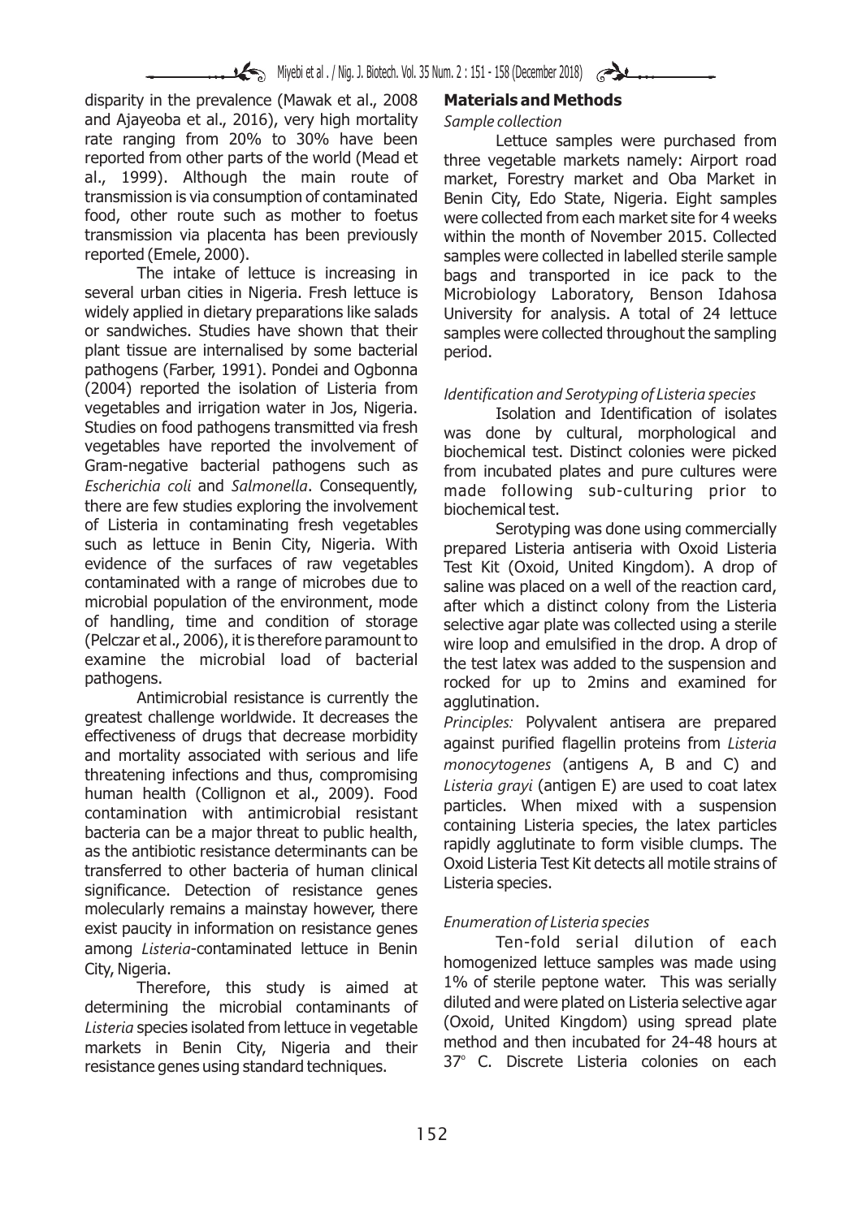disparity in the prevalence (Mawak et al., 2008 and Ajayeoba et al., 2016), very high mortality rate ranging from 20% to 30% have been reported from other parts of the world (Mead et al., 1999). Although the main route of transmission is via consumption of contaminated food, other route such as mother to foetus transmission via placenta has been previously reported (Emele, 2000).

The intake of lettuce is increasing in several urban cities in Nigeria. Fresh lettuce is widely applied in dietary preparations like salads or sandwiches. Studies have shown that their plant tissue are internalised by some bacterial pathogens (Farber, 1991). Pondei and Ogbonna (2004) reported the isolation of Listeria from vegetables and irrigation water in Jos, Nigeria. Studies on food pathogens transmitted via fresh vegetables have reported the involvement of Gram-negative bacterial pathogens such as *Escherichia coli* and *Salmonella*. Consequently, there are few studies exploring the involvement of Listeria in contaminating fresh vegetables such as lettuce in Benin City, Nigeria. With evidence of the surfaces of raw vegetables contaminated with a range of microbes due to microbial population of the environment, mode of handling, time and condition of storage (Pelczar et al., 2006), it is therefore paramount to examine the microbial load of bacterial pathogens.

Antimicrobial resistance is currently the greatest challenge worldwide. It decreases the effectiveness of drugs that decrease morbidity and mortality associated with serious and life threatening infections and thus, compromising human health (Collignon et al., 2009). Food contamination with antimicrobial resistant bacteria can be a major threat to public health, as the antibiotic resistance determinants can be transferred to other bacteria of human clinical significance. Detection of resistance genes molecularly remains a mainstay however, there exist paucity in information on resistance genes among *Listeria*-contaminated lettuce in Benin City, Nigeria.

Therefore, this study is aimed at determining the microbial contaminants of *Listeria* species isolated from lettuce in vegetable markets in Benin City, Nigeria and their resistance genes using standard techniques.

## Materials and Methods

*Sample collection*

Lettuce samples were purchased from three vegetable markets namely: Airport road market, Forestry market and Oba Market in Benin City, Edo State, Nigeria. Eight samples were collected from each market site for 4 weeks within the month of November 2015. Collected samples were collected in labelled sterile sample bags and transported in ice pack to the Microbiology Laboratory, Benson Idahosa University for analysis. A total of 24 lettuce samples were collected throughout the sampling period.

*Identification and Serotyping of Listeria species*

Isolation and Identification of isolates was done by cultural, morphological and biochemical test. Distinct colonies were picked from incubated plates and pure cultures were made following sub-culturing prior to biochemical test.

Serotyping was done using commercially prepared Listeria antiseria with Oxoid Listeria Test Kit (Oxoid, United Kingdom). A drop of saline was placed on a well of the reaction card, after which a distinct colony from the Listeria selective agar plate was collected using a sterile wire loop and emulsified in the drop. A drop of the test latex was added to the suspension and rocked for up to 2mins and examined for agglutination.

*Principles:* Polyvalent antisera are prepared against purified flagellin proteins from *Listeria monocytogenes* (antigens A, B and C) and *Listeria grayi* (antigen E) are used to coat latex particles. When mixed with a suspension containing Listeria species, the latex particles rapidly agglutinate to form visible clumps. The Oxoid Listeria Test Kit detects all motile strains of Listeria species.

*Enumeration of Listeria species*

Ten-fold serial dilution of each homogenized lettuce samples was made using 1% of sterile peptone water. This was serially diluted and were plated on Listeria selective agar (Oxoid, United Kingdom) using spread plate method and then incubated for 24-48 hours at 37° C. Discrete Listeria colonies on each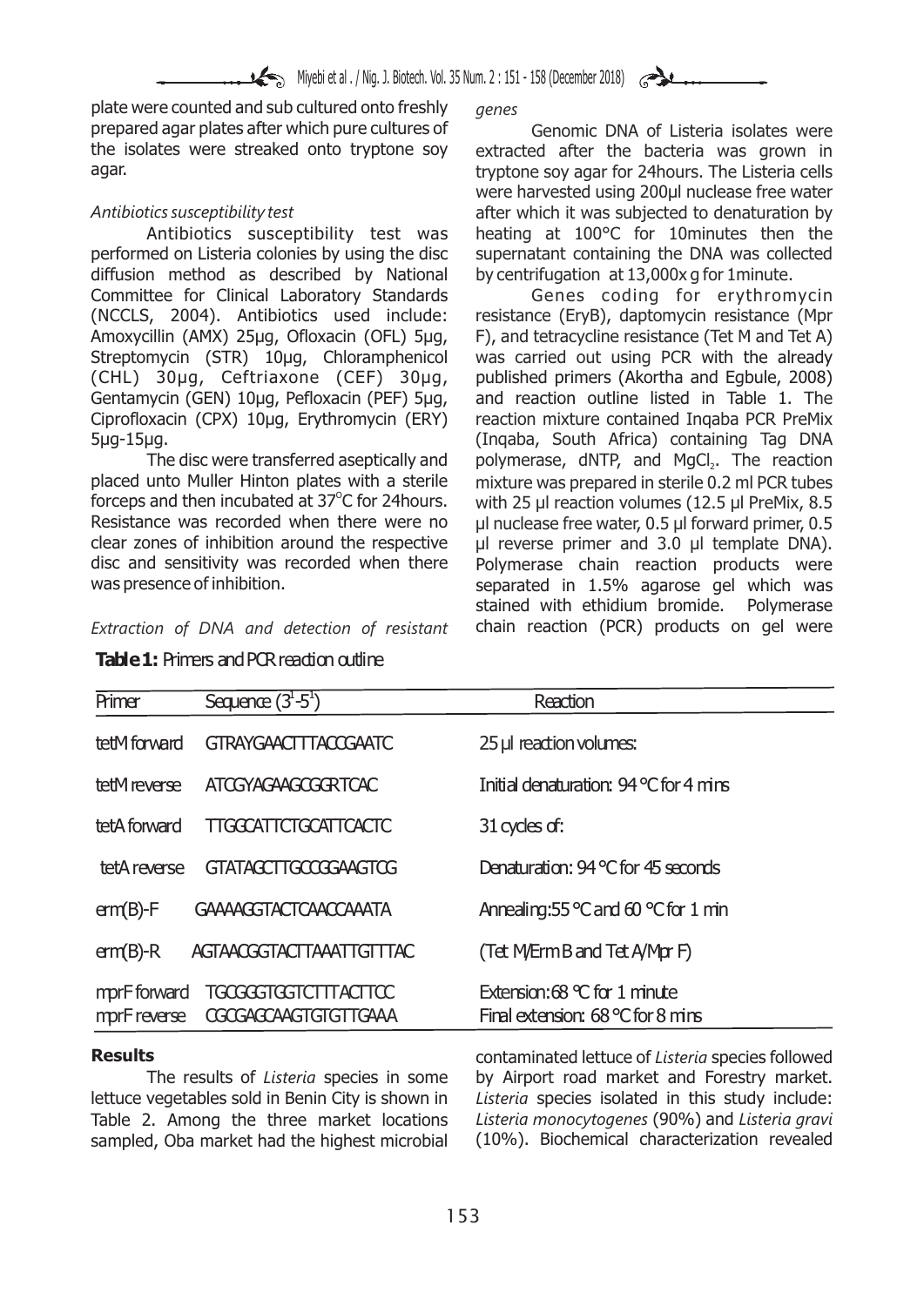plate were counted and sub cultured onto freshly prepared agar plates after which pure cultures of the isolates were streaked onto tryptone soy agar.

*Antibiotics susceptibility test*

Antibiotics susceptibility test was performed on Listeria colonies by using the disc diffusion method as described by National Committee for Clinical Laboratory Standards (NCCLS, 2004). Antibiotics used include: Amoxycillin (AMX) 25µg, Ofloxacin (OFL) 5µg, Streptomycin (STR) 10µg, Chloramphenicol (CHL) 30µg, Ceftriaxone (CEF) 30µg, Gentamycin (GEN) 10µg, Pefloxacin (PEF) 5µg, Ciprofloxacin (CPX) 10µg, Erythromycin (ERY) 5µg-15µg.

The disc were transferred aseptically and placed unto Muller Hinton plates with a sterile forceps and then incubated at 37°C for 24hours. Resistance was recorded when there were no clear zones of inhibition around the respective disc and sensitivity was recorded when there was presence of inhibition.

*Extraction of DNA and detection of resistant genes*

Genomic DNA of Listeria isolates were extracted after the bacteria was grown in tryptone soy agar for 24hours. The Listeria cells were harvested using 200µl nuclease free water after which it was subjected to denaturation by heating at 100°C for 10minutes then the supernatant containing the DNA was collected by centrifugation at 13,000x g for 1minute.

Genes coding for erythromycin resistance (EryB), daptomycin resistance (Mpr F), and tetracycline resistance (Tet M and Tet A) was carried out using PCR with the already published primers (Akortha and Egbule, 2008) and reaction outline listed in Table 1. The reaction mixture contained Inqaba PCR PreMix (Inqaba, South Africa) containing Tag DNA polymerase, dNTP, and $MgCl_2$. The reaction mixture was prepared in sterile 0.2 ml PCR tubes with 25 µl reaction volumes (12.5 µl PreMix, 8.5 µl nuclease free water, 0.5 µl forward primer, 0.5 µl reverse primer and 3.0 µl template DNA). Polymerase chain reaction products were separated in 1.5% agarose gel which was stained with ethidium bromide. Polymerase chain reaction (PCR) products on gel were

**Table 1:** Primers and PCR reaction outline

| Primer | Sequence (3'-5') | Reaction |
|---|---|---|
| tetM forward | GTRAYGAACTTTACCGAATC | 25 µl reaction volumes: |
| tetM reverse | ATCGYAGAAGCGGRTCAC | Initial denaturation: 94 °C for 4 mins |
| tetA forward | TTGGCATTCTGCATTCACTC | 31 cycles of: |
| tetA reverse | GTATAGCTTGCCGGAAGTCG | Denaturation: 94 °C for 45 seconds |
| erm(B)-F | GAAAAGGTACTCAACCAAATA | Annealing:55 °C and 60 °C for 1 min |
| erm(B)-R | AGTAACGGTACTTAAATTGTTTAC | (Tet M/Erm B and Tet A/Mpr F) |
| mprF forward | TGCGGGTGGTCTTTACTTCC | Extension:68 °C for 1 minute |
| mprF reverse | CGCGAGCAAGTGTGTTGAAA | Final extension: 68 °C for 8 mins |

**Results**

The results of *Listeria* species in some lettuce vegetables sold in Benin City is shown in Table 2. Among the three market locations sampled, Oba market had the highest microbial contaminated lettuce of *Listeria* species followed by Airport road market and Forestry market. *Listeria* species isolated in this study include: *Listeria monocytogenes* (90%) and *Listeria gravi* (10%). Biochemical characterization revealed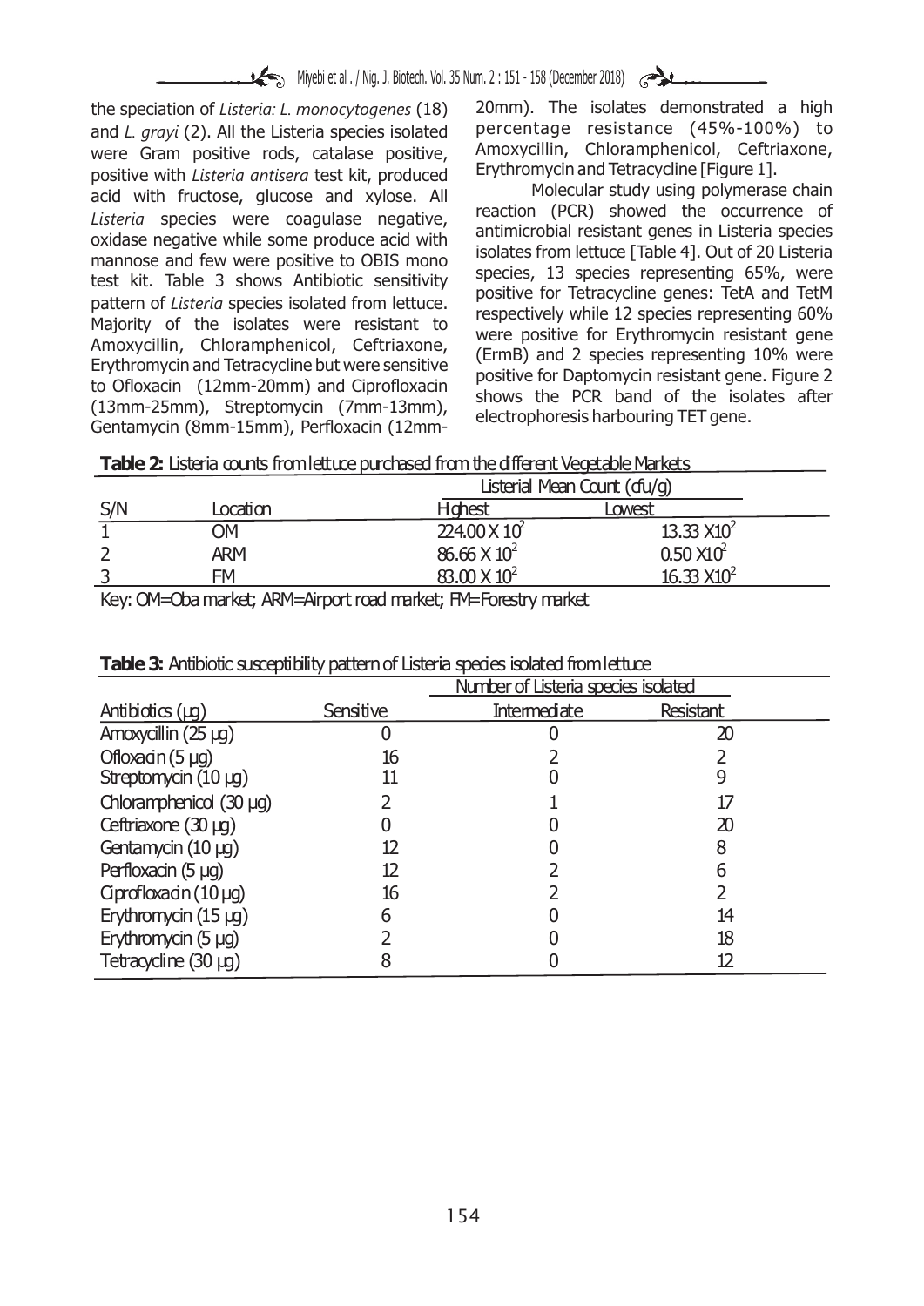the speciation of *Listeria: L. monocytogenes* (18) and *L. grayi* (2). All the Listeria species isolated were Gram positive rods, catalase positive, positive with *Listeria antisera* test kit, produced acid with fructose, glucose and xylose. All *Listeria* species were coagulase negative, oxidase negative while some produce acid with mannose and few were positive to OBIS mono test kit. Table 3 shows Antibiotic sensitivity pattern of *Listeria* species isolated from lettuce. Majority of the isolates were resistant to Amoxycillin, Chloramphenicol, Ceftriaxone, Erythromycin and Tetracycline but were sensitive to Ofloxacin (12mm-20mm) and Ciprofloxacin (13mm-25mm), Streptomycin (7mm-13mm), Gentamycin (8mm-15mm), Perfloxacin (12mm-20mm). The isolates demonstrated a high percentage resistance (45%-100%) to Amoxycillin, Chloramphenicol, Ceftriaxone, Erythromycin and Tetracycline [Figure 1].

Molecular study using polymerase chain reaction (PCR) showed the occurrence of antimicrobial resistant genes in Listeria species isolates from lettuce [Table 4]. Out of 20 Listeria species, 13 species representing 65%, were positive for Tetracycline genes: TetA and TetM respectively while 12 species representing 60% were positive for Erythromycin resistant gene (ErmB) and 2 species representing 10% were positive for Daptomycin resistant gene. Figure 2 shows the PCR band of the isolates after electrophoresis harbouring TET gene.

**Table 2:** Listeria counts from lettuce purchased from the different Vegetable Markets

| | | Listerial Mean Count (cfu/g) | |
|---|---|---|---|
| S/N | Location | Highest | Lowest |
| 1 | OM | $224.00 \times 10^2$ | $13.33 \times 10^2$ |
| 2 | ARM | $86.66 \times 10^2$ | $0.50 \times 10^2$ |
| 3 | FM | $83.00 \times 10^2$ | $16.33 \times 10^2$ |

Key: OM=Oba market; ARM=Airport road market; FM=Forestry market

**Table 3:** Antibiotic susceptibility pattern of Listeria species isolated from lettuce

| | Number of Listeria species isolated | | |
|---|---|---|---|
| Antibiotics (µg) | Sensitive | Intermediate | Resistant |
| Amoxycillin (25 µg) | 0 | 0 | 20 |
| Ofloxacin (5 µg) | 16 | 2 | 2 |
| Streptomycin (10 µg) | 11 | 0 | 9 |
| Chloramphenicol (30 µg) | 2 | 1 | 17 |
| Ceftriaxone (30 µg) | 0 | 0 | 20 |
| Gentamycin (10 µg) | 12 | 0 | 8 |
| Perfloxacin (5 µg) | 12 | 2 | 6 |
| Ciprofloxacin (10 µg) | 16 | 2 | 2 |
| Erythromycin (15 µg) | 6 | 0 | 14 |
| Erythromycin (5 µg) | 2 | 0 | 18 |
| Tetracycline (30 µg) | 8 | 0 | 12 |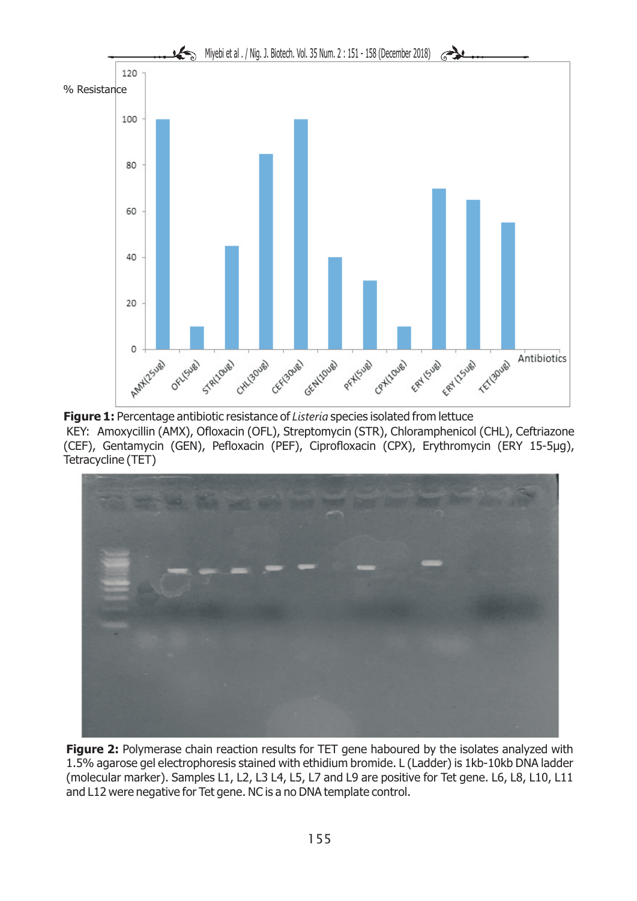**Figure 1:** Percentage antibiotic resistance of *Listeria* species isolated from lettuce

KEY: Amoxycillin (AMX), Ofloxacin (OFL), Streptomycin (STR), Chloramphenicol (CHL), Ceftriazone (CEF), Gentamycin (GEN), Pefloxacin (PEF), Ciprofloxacin (CPX), Erythromycin (ERY 15-5μg), Tetracycline (TET)

**Figure 2:** Polymerase chain reaction results for TET gene haboured by the isolates analyzed with 1.5% agarose gel electrophoresis stained with ethidium bromide. L (Ladder) is 1kb-10kb DNA ladder (molecular marker). Samples L1, L2, L3 L4, L5, L7 and L9 are positive for Tet gene. L6, L8, L10, L11 and L12 were negative for Tet gene. NC is a no DNA template control.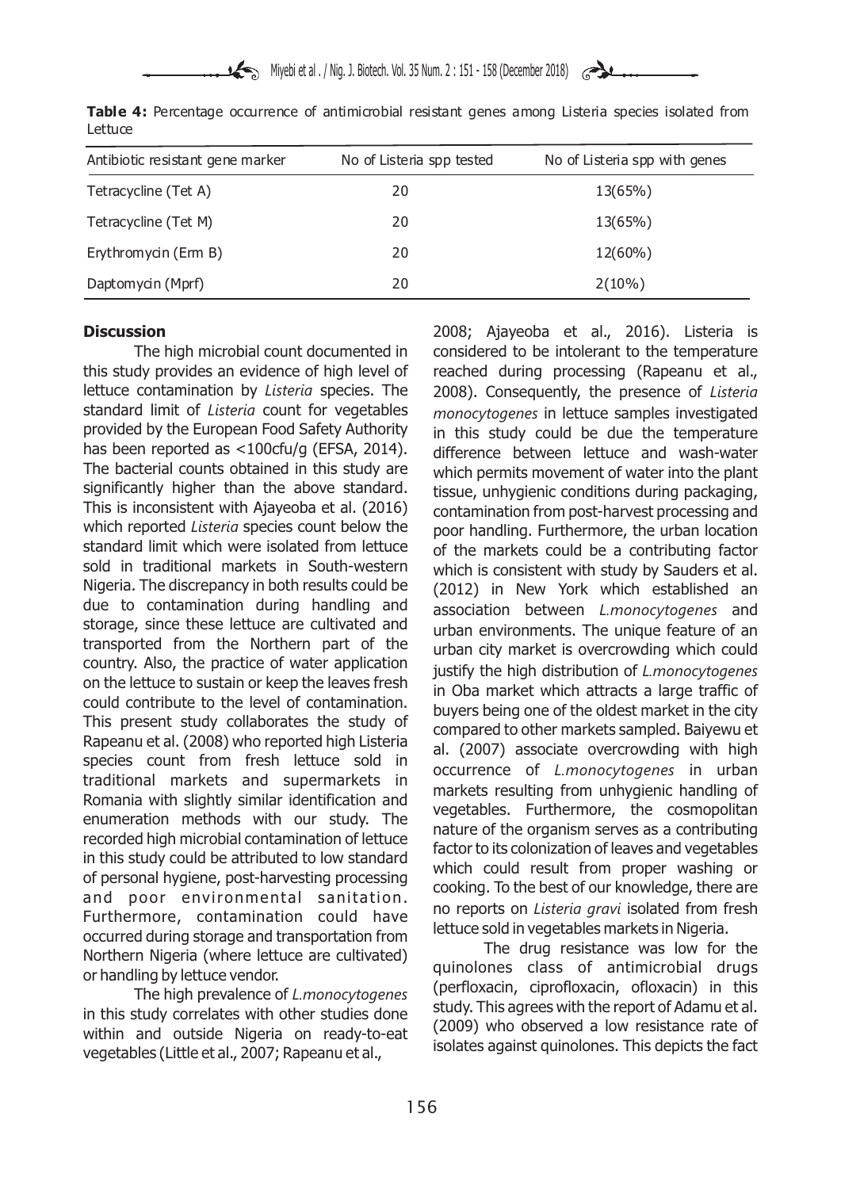**Table 4:** Percentage occurrence of antimicrobial resistant genes among Listeria species isolated from Lettuce

| Antibiotic resistant gene marker | No of Listeria spp tested | No of Listeria spp with genes |
|---|---|---|
| Tetracycline (Tet A) | 20 | 13(65%) |
| Tetracycline (Tet M) | 20 | 13(65%) |
| Erythromycin (Erm B) | 20 | 12(60%) |
| Daptomycin (Mprf) | 20 | 2(10%) |

**Discussion**

The high microbial count documented in this study provides an evidence of high level of lettuce contamination by *Listeria* species. The standard limit of *Listeria* count for vegetables provided by the European Food Safety Authority has been reported as <100cfu/g (EFSA, 2014). The bacterial counts obtained in this study are significantly higher than the above standard. This is inconsistent with Ajayeoba et al. (2016) which reported *Listeria* species count below the standard limit which were isolated from lettuce sold in traditional markets in South-western Nigeria. The discrepancy in both results could be due to contamination during handling and storage, since these lettuce are cultivated and transported from the Northern part of the country. Also, the practice of water application on the lettuce to sustain or keep the leaves fresh could contribute to the level of contamination. This present study collaborates the study of Rapeanu et al. (2008) who reported high Listeria species count from fresh lettuce sold in traditional markets and supermarkets in Romania with slightly similar identification and enumeration methods with our study. The recorded high microbial contamination of lettuce in this study could be attributed to low standard of personal hygiene, post-harvesting processing and poor environmental sanitation. Furthermore, contamination could have occurred during storage and transportation from Northern Nigeria (where lettuce are cultivated) or handling by lettuce vendor.

The high prevalence of *L.monocytogenes* in this study correlates with other studies done within and outside Nigeria on ready-to-eat vegetables (Little et al., 2007; Rapeanu et al., 2008; Ajayeoba et al., 2016). Listeria is considered to be intolerant to the temperature reached during processing (Rapeanu et al., 2008). Consequently, the presence of *Listeria monocytogenes* in lettuce samples investigated in this study could be due the temperature difference between lettuce and wash-water which permits movement of water into the plant tissue, unhygienic conditions during packaging, contamination from post-harvest processing and poor handling. Furthermore, the urban location of the markets could be a contributing factor which is consistent with study by Sauders et al. (2012) in New York which established an association between *L.monocytogenes* and urban environments. The unique feature of an urban city market is overcrowding which could justify the high distribution of *L.monocytogenes* in Oba market which attracts a large traffic of buyers being one of the oldest market in the city compared to other markets sampled. Baiyewu et al. (2007) associate overcrowding with high occurrence of *L.monocytogenes* in urban markets resulting from unhygienic handling of vegetables. Furthermore, the cosmopolitan nature of the organism serves as a contributing factor to its colonization of leaves and vegetables which could result from proper washing or cooking. To the best of our knowledge, there are no reports on *Listeria gravi* isolated from fresh lettuce sold in vegetables markets in Nigeria.

The drug resistance was low for the quinolones class of antimicrobial drugs (perfloxacin, ciprofloxacin, ofloxacin) in this study. This agrees with the report of Adamu et al. (2009) who observed a low resistance rate of isolates against quinolones. This depicts the fact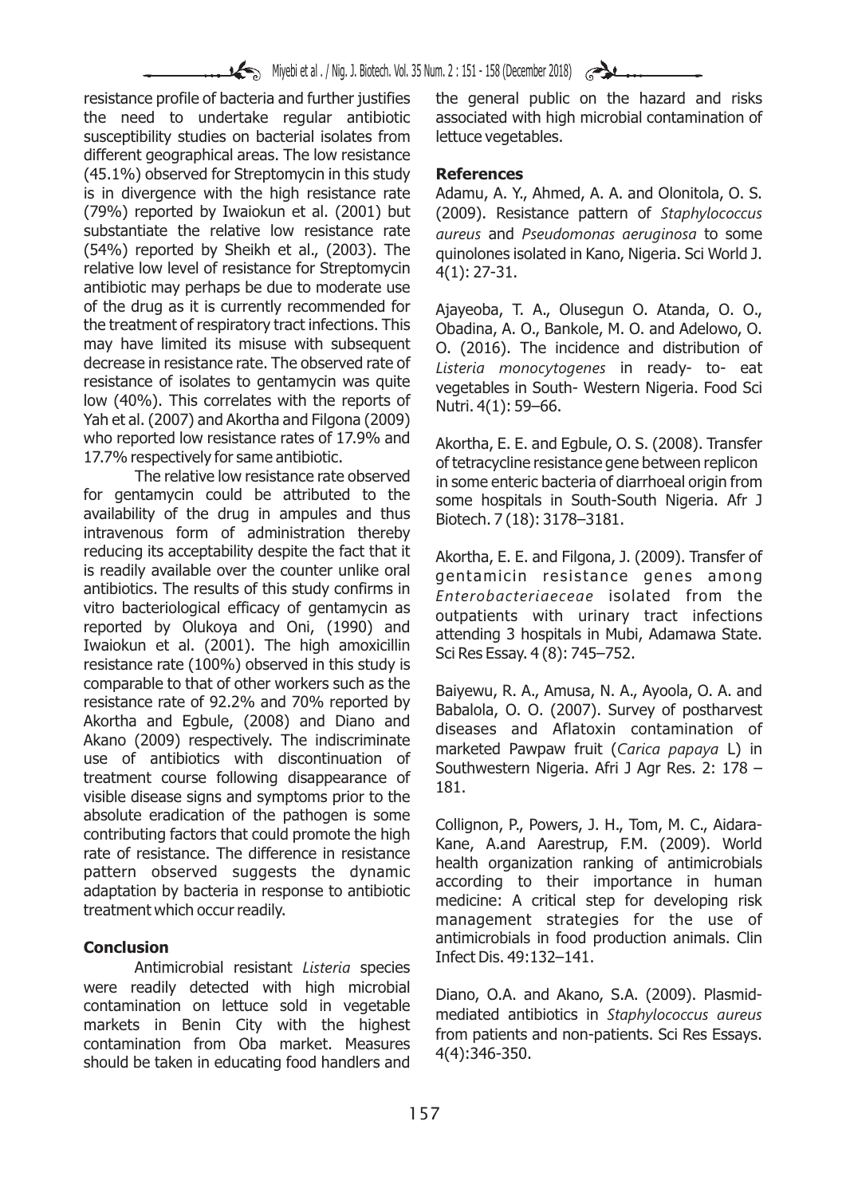resistance profile of bacteria and further justifies the need to undertake regular antibiotic susceptibility studies on bacterial isolates from different geographical areas. The low resistance (45.1%) observed for Streptomycin in this study is in divergence with the high resistance rate (79%) reported by Iwaiokun et al. (2001) but substantiate the relative low resistance rate (54%) reported by Sheikh et al., (2003). The relative low level of resistance for Streptomycin antibiotic may perhaps be due to moderate use of the drug as it is currently recommended for the treatment of respiratory tract infections. This may have limited its misuse with subsequent decrease in resistance rate. The observed rate of resistance of isolates to gentamycin was quite low (40%). This correlates with the reports of Yah et al. (2007) and Akortha and Filgona (2009) who reported low resistance rates of 17.9% and 17.7% respectively for same antibiotic.

The relative low resistance rate observed for gentamycin could be attributed to the availability of the drug in ampules and thus intravenous form of administration thereby reducing its acceptability despite the fact that it is readily available over the counter unlike oral antibiotics. The results of this study confirms in vitro bacteriological efficacy of gentamycin as reported by Olukoya and Oni, (1990) and Iwaiokun et al. (2001). The high amoxicillin resistance rate (100%) observed in this study is comparable to that of other workers such as the resistance rate of 92.2% and 70% reported by Akortha and Egbule, (2008) and Diano and Akano (2009) respectively. The indiscriminate use of antibiotics with discontinuation of treatment course following disappearance of visible disease signs and symptoms prior to the absolute eradication of the pathogen is some contributing factors that could promote the high rate of resistance. The difference in resistance pattern observed suggests the dynamic adaptation by bacteria in response to antibiotic treatment which occur readily.

## Conclusion

Antimicrobial resistant *Listeria* species were readily detected with high microbial contamination on lettuce sold in vegetable markets in Benin City with the highest contamination from Oba market. Measures should be taken in educating food handlers and the general public on the hazard and risks associated with high microbial contamination of lettuce vegetables.

## References

Adamu, A. Y., Ahmed, A. A. and Olonitola, O. S. (2009). Resistance pattern of *Staphylococcus aureus* and *Pseudomonas aeruginosa* to some quinolones isolated in Kano, Nigeria. Sci World J. 4(1): 27-31.

Ajayeoba, T. A., Olusegun O. Atanda, O. O., Obadina, A. O., Bankole, M. O. and Adelowo, O. O. (2016). The incidence and distribution of *Listeria monocytogenes* in ready- to- eat vegetables in South- Western Nigeria. Food Sci Nutri. 4(1): 59–66.

Akortha, E. E. and Egbule, O. S. (2008). Transfer of tetracycline resistance gene between replicon in some enteric bacteria of diarrhoeal origin from some hospitals in South-South Nigeria. Afr J Biotech. 7 (18): 3178–3181.

Akortha, E. E. and Filgona, J. (2009). Transfer of gentamicin resistance genes among *Enterobacteriaeceae* isolated from the outpatients with urinary tract infections attending 3 hospitals in Mubi, Adamawa State. Sci Res Essay. 4 (8): 745–752.

Baiyewu, R. A., Amusa, N. A., Ayoola, O. A. and Babalola, O. O. (2007). Survey of postharvest diseases and Aflatoxin contamination of marketed Pawpaw fruit (*Carica papaya* L) in Southwestern Nigeria. Afri J Agr Res. 2: 178 – 181.

Collignon, P., Powers, J. H., Tom, M. C., Aidara-Kane, A.and Aarestrup, F.M. (2009). World health organization ranking of antimicrobials according to their importance in human medicine: A critical step for developing risk management strategies for the use of antimicrobials in food production animals. Clin Infect Dis. 49:132–141.

Diano, O.A. and Akano, S.A. (2009). Plasmid-mediated antibiotics in *Staphylococcus aureus* from patients and non-patients. Sci Res Essays. 4(4):346-350.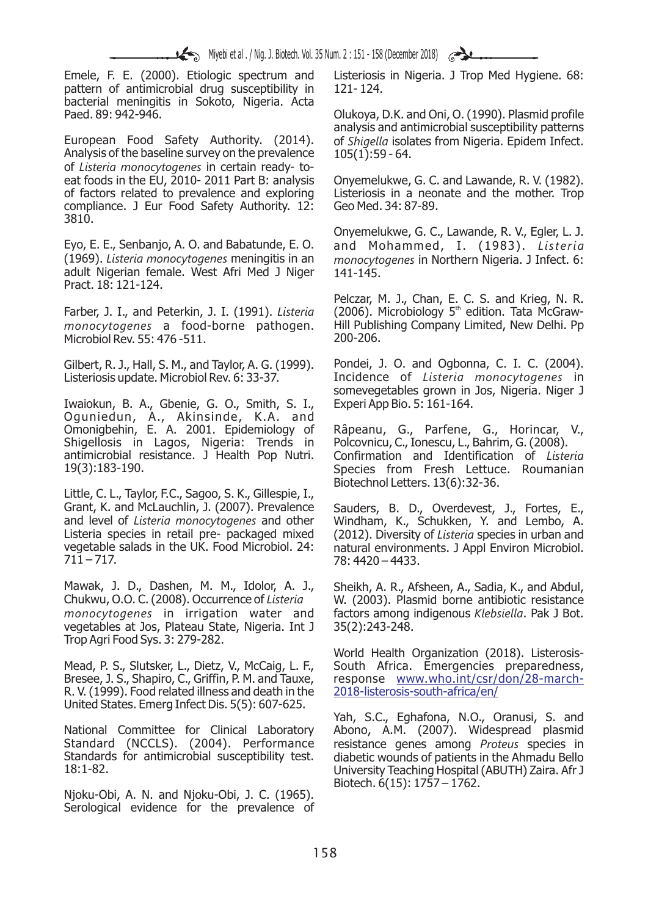Emele, F. E. (2000). Etiologic spectrum and pattern of antimicrobial drug susceptibility in bacterial meningitis in Sokoto, Nigeria. Acta Paed. 89: 942-946.

European Food Safety Authority. (2014). Analysis of the baseline survey on the prevalence of *Listeria monocytogenes* in certain ready- to-eat foods in the EU, 2010- 2011 Part B: analysis of factors related to prevalence and exploring compliance. J Eur Food Safety Authority. 12: 3810.

Eyo, E. E., Senbanjo, A. O. and Babatunde, E. O. (1969). *Listeria monocytogenes* meningitis in an adult Nigerian female. West Afri Med J Niger Pract. 18: 121-124.

Farber, J. I., and Peterkin, J. I. (1991). *Listeria monocytogenes* a food-borne pathogen. Microbiol Rev. 55: 476 -511.

Gilbert, R. J., Hall, S. M., and Taylor, A. G. (1999). Listeriosis update. Microbiol Rev. 6: 33-37.

Iwaiokun, B. A., Gbenie, G. O., Smith, S. I., Oguniedun, A., Akinsinde, K.A. and Omonigbehin, E. A. 2001. Epidemiology of Shigellosis in Lagos, Nigeria: Trends in antimicrobial resistance. J Health Pop Nutri. 19(3):183-190.

Little, C. L., Taylor, F.C., Sagoo, S. K., Gillespie, I., Grant, K. and McLauchlin, J. (2007). Prevalence and level of *Listeria monocytogenes* and other Listeria species in retail pre- packaged mixed vegetable salads in the UK. Food Microbiol. 24: 711 – 717.

Mawak, J. D., Dashen, M. M., Idolor, A. J., Chukwu, O.O. C. (2008). Occurrence of *Listeria monocytogenes* in irrigation water and vegetables at Jos, Plateau State, Nigeria. Int J Trop Agri Food Sys. 3: 279-282.

Mead, P. S., Slutsker, L., Dietz, V., McCaig, L. F., Bresee, J. S., Shapiro, C., Griffin, P. M. and Tauxe, R. V. (1999). Food related illness and death in the United States. Emerg Infect Dis. 5(5): 607-625.

National Committee for Clinical Laboratory Standard (NCCLS). (2004). Performance Standards for antimicrobial susceptibility test. 18:1-82.

Njoku-Obi, A. N. and Njoku-Obi, J. C. (1965). Serological evidence for the prevalence of Listeriosis in Nigeria. J Trop Med Hygiene. 68: 121- 124.

Olukoya, D.K. and Oni, O. (1990). Plasmid profile analysis and antimicrobial susceptibility patterns of *Shigella* isolates from Nigeria. Epidem Infect. 105(1):59 - 64.

Onyemelukwe, G. C. and Lawande, R. V. (1982). Listeriosis in a neonate and the mother. Trop Geo Med. 34: 87-89.

Onyemelukwe, G. C., Lawande, R. V., Egler, L. J. and Mohammed, I. (1983). *Listeria monocytogenes* in Northern Nigeria. J Infect. 6: 141-145.

Pelczar, M. J., Chan, E. C. S. and Krieg, N. R. (2006). Microbiology 5th edition. Tata McGraw-Hill Publishing Company Limited, New Delhi. Pp 200-206.

Pondei, J. O. and Ogbonna, C. I. C. (2004). Incidence of *Listeria monocytogenes* in somevegetables grown in Jos, Nigeria. Niger J Experi App Bio. 5: 161-164.

Râpeanu, G., Parfene, G., Horincar, V., Polcovnicu, C., Ionescu, L., Bahrim, G. (2008). Confirmation and Identification of *Listeria* Species from Fresh Lettuce. Roumanian Biotechnol Letters. 13(6):32-36.

Sauders, B. D., Overdevest, J., Fortes, E., Windham, K., Schukken, Y. and Lembo, A. (2012). Diversity of *Listeria* species in urban and natural environments. J Appl Environ Microbiol. 78: 4420 – 4433.

Sheikh, A. R., Afsheen, A., Sadia, K., and Abdul, W. (2003). Plasmid borne antibiotic resistance factors among indigenous *Klebsiella*. Pak J Bot. 35(2):243-248.

World Health Organization (2018). Listerosis-South Africa. Emergencies preparedness, response www.who.int/csr/don/28-march-2018-listerosis-south-africa/en/

Yah, S.C., Eghafona, N.O., Oranusi, S. and Abono, A.M. (2007). Widespread plasmid resistance genes among *Proteus* species in diabetic wounds of patients in the Ahmadu Bello University Teaching Hospital (ABUTH) Zaira. Afr J Biotech. 6(15): 1757 – 1762.